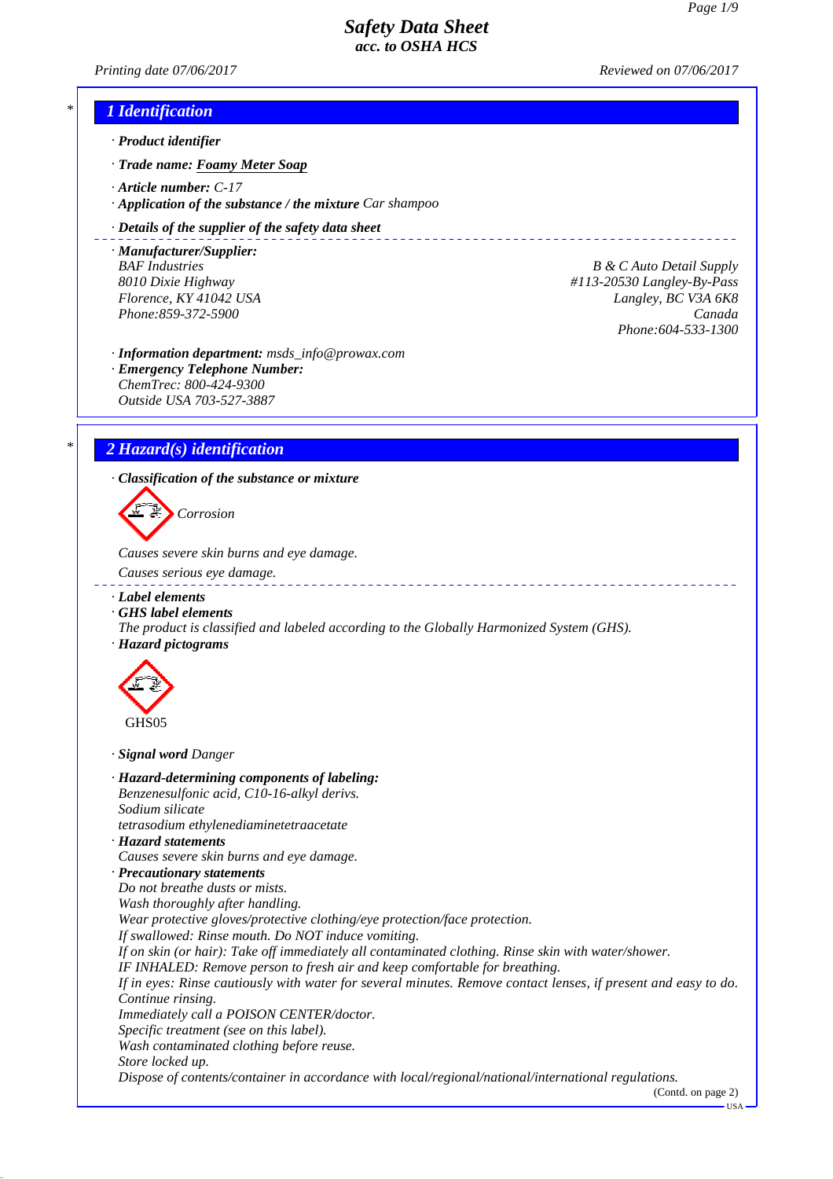# Safety Data Sheet
## acc. to OSHA HCS

Printing date 07/06/2017 Reviewed on 07/06/2017

## 1 Identification

· **Product identifier**

· **Trade name:** Foamy Meter Soap

· **Article number:** C-17

· **Application of the substance / the mixture** Car shampoo

· **Details of the supplier of the safety data sheet**

· **Manufacturer/Supplier:**
BAF Industries
8010 Dixie Highway
Florence, KY 41042 USA
Phone:859-372-5900

B & C Auto Detail Supply
#113-20530 Langley-By-Pass
Langley, BC V3A 6K8
Canada
Phone:604-533-1300

· **Information department:** msds_info@prowax.com

· **Emergency Telephone Number:**
ChemTrec: 800-424-9300
Outside USA 703-527-3887

## 2 Hazard(s) identification

· **Classification of the substance or mixture**

Corrosion

Causes severe skin burns and eye damage.

Causes serious eye damage.

· **Label elements**

· **GHS label elements**
The product is classified and labeled according to the Globally Harmonized System (GHS).

· **Hazard pictograms**

GHS05

· **Signal word** Danger

· **Hazard-determining components of labeling:**
Benzenesulfonic acid, C10-16-alkyl derivs.
Sodium silicate
tetrasodium ethylenediaminetetraacetate

· **Hazard statements**
Causes severe skin burns and eye damage.

· **Precautionary statements**
Do not breathe dusts or mists.
Wash thoroughly after handling.
Wear protective gloves/protective clothing/eye protection/face protection.
If swallowed: Rinse mouth. Do NOT induce vomiting.
If on skin (or hair): Take off immediately all contaminated clothing. Rinse skin with water/shower.
IF INHALED: Remove person to fresh air and keep comfortable for breathing.
If in eyes: Rinse cautiously with water for several minutes. Remove contact lenses, if present and easy to do. Continue rinsing.
Immediately call a POISON CENTER/doctor.
Specific treatment (see on this label).
Wash contaminated clothing before reuse.
Store locked up.
Dispose of contents/container in accordance with local/regional/national/international regulations.

(Contd. on page 2)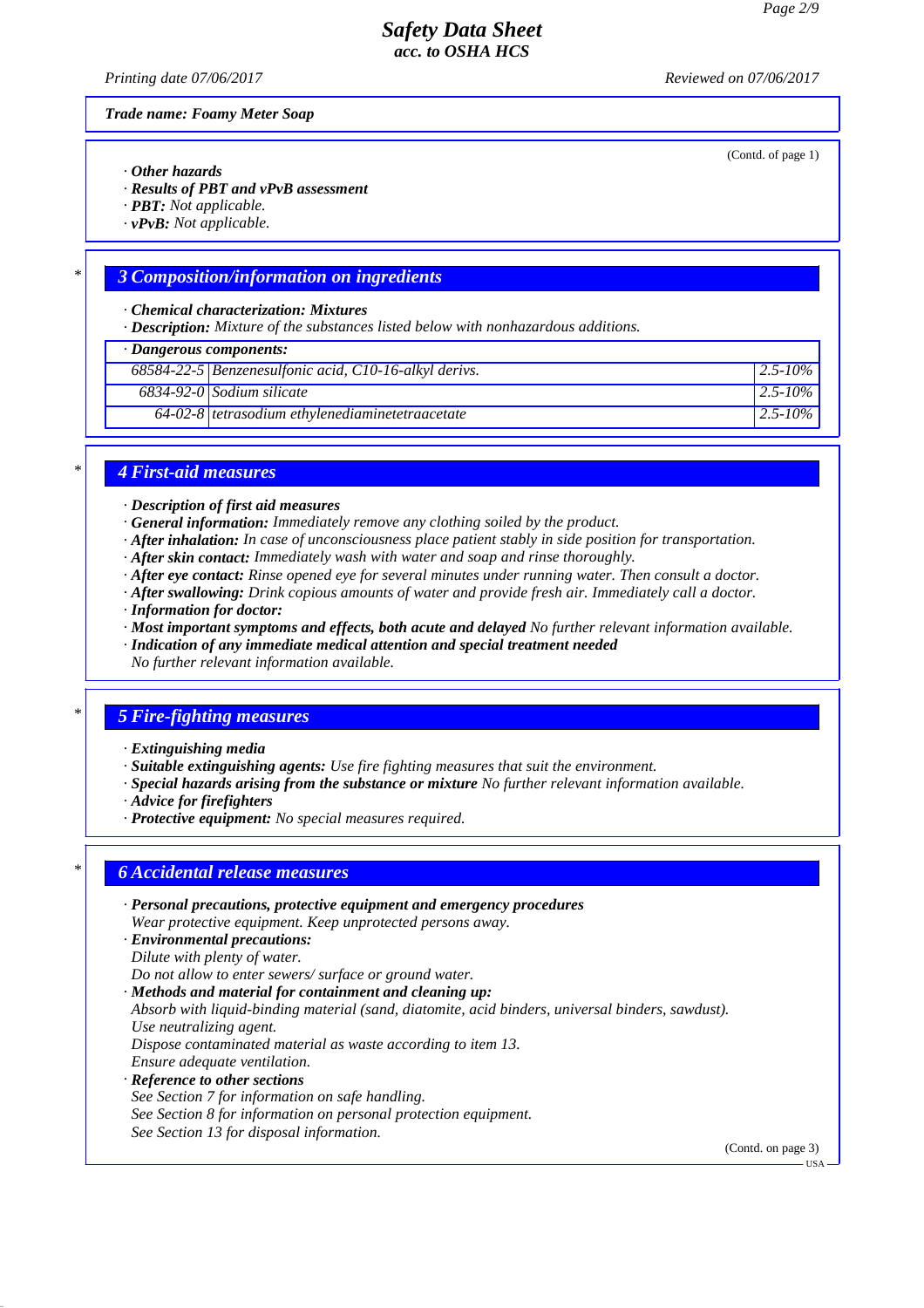*Trade name: Foamy Meter Soap*

(Contd. of page 1)

· ***Other hazards***
· ***Results of PBT and vPvB assessment***
· ***PBT:*** *Not applicable.*
· ***vPvB:*** *Not applicable.*

## 3 Composition/information on ingredients

· ***Chemical characterization: Mixtures***
· ***Description:*** *Mixture of the substances listed below with nonhazardous additions.*

| · Dangerous components: | | |
|---|---|---|
| 68584-22-5 | Benzenesulfonic acid, C10-16-alkyl derivs. | 2.5-10% |
| 6834-92-0 | Sodium silicate | 2.5-10% |
| 64-02-8 | tetrasodium ethylenediaminetetraacetate | 2.5-10% |

## 4 First-aid measures

· ***Description of first aid measures***
· ***General information:*** *Immediately remove any clothing soiled by the product.*
· ***After inhalation:*** *In case of unconsciousness place patient stably in side position for transportation.*
· ***After skin contact:*** *Immediately wash with water and soap and rinse thoroughly.*
· ***After eye contact:*** *Rinse opened eye for several minutes under running water. Then consult a doctor.*
· ***After swallowing:*** *Drink copious amounts of water and provide fresh air. Immediately call a doctor.*
· ***Information for doctor:***
· ***Most important symptoms and effects, both acute and delayed*** *No further relevant information available.*
· ***Indication of any immediate medical attention and special treatment needed***
*No further relevant information available.*

## 5 Fire-fighting measures

· ***Extinguishing media***
· ***Suitable extinguishing agents:*** *Use fire fighting measures that suit the environment.*
· ***Special hazards arising from the substance or mixture*** *No further relevant information available.*
· ***Advice for firefighters***
· ***Protective equipment:*** *No special measures required.*

## 6 Accidental release measures

· ***Personal precautions, protective equipment and emergency procedures***
*Wear protective equipment. Keep unprotected persons away.*
· ***Environmental precautions:***
*Dilute with plenty of water.*
*Do not allow to enter sewers/ surface or ground water.*
· ***Methods and material for containment and cleaning up:***
*Absorb with liquid-binding material (sand, diatomite, acid binders, universal binders, sawdust).*
*Use neutralizing agent.*
*Dispose contaminated material as waste according to item 13.*
*Ensure adequate ventilation.*
· ***Reference to other sections***
*See Section 7 for information on safe handling.*
*See Section 8 for information on personal protection equipment.*
*See Section 13 for disposal information.*

(Contd. on page 3)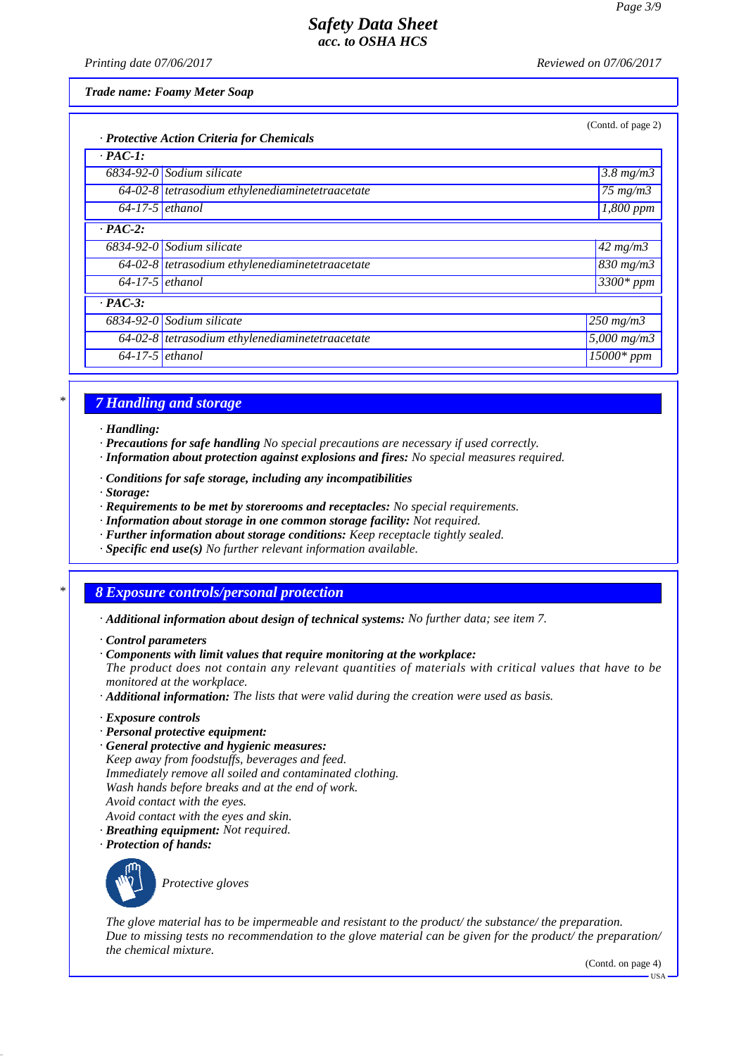*Trade name: Foamy Meter Soap*

(Contd. of page 2)

· **Protective Action Criteria for Chemicals**

| · **PAC-1:** | | |
|---|---|---|
| 6834-92-0 | Sodium silicate | 3.8 mg/m3 |
| 64-02-8 | tetrasodium ethylenediaminetetraacetate | 75 mg/m3 |
| 64-17-5 | ethanol | 1,800 ppm |
| · **PAC-2:** | | |
| 6834-92-0 | Sodium silicate | 42 mg/m3 |
| 64-02-8 | tetrasodium ethylenediaminetetraacetate | 830 mg/m3 |
| 64-17-5 | ethanol | 3300* ppm |
| · **PAC-3:** | | |
| 6834-92-0 | Sodium silicate | 250 mg/m3 |
| 64-02-8 | tetrasodium ethylenediaminetetraacetate | 5,000 mg/m3 |
| 64-17-5 | ethanol | 15000* ppm |

## 7 Handling and storage

· **Handling:**
· **Precautions for safe handling** No special precautions are necessary if used correctly.
· **Information about protection against explosions and fires:** No special measures required.

· **Conditions for safe storage, including any incompatibilities**
· **Storage:**
· **Requirements to be met by storerooms and receptacles:** No special requirements.
· **Information about storage in one common storage facility:** Not required.
· **Further information about storage conditions:** Keep receptacle tightly sealed.
· **Specific end use(s)** No further relevant information available.

## 8 Exposure controls/personal protection

· **Additional information about design of technical systems:** No further data; see item 7.

· **Control parameters**
· **Components with limit values that require monitoring at the workplace:**
The product does not contain any relevant quantities of materials with critical values that have to be monitored at the workplace.
· **Additional information:** The lists that were valid during the creation were used as basis.

· **Exposure controls**
· **Personal protective equipment:**
· **General protective and hygienic measures:**
Keep away from foodstuffs, beverages and feed.
Immediately remove all soiled and contaminated clothing.
Wash hands before breaks and at the end of work.
Avoid contact with the eyes.
Avoid contact with the eyes and skin.
· **Breathing equipment:** Not required.
· **Protection of hands:**

Protective gloves

The glove material has to be impermeable and resistant to the product/ the substance/ the preparation.
Due to missing tests no recommendation to the glove material can be given for the product/ the preparation/ the chemical mixture.

(Contd. on page 4)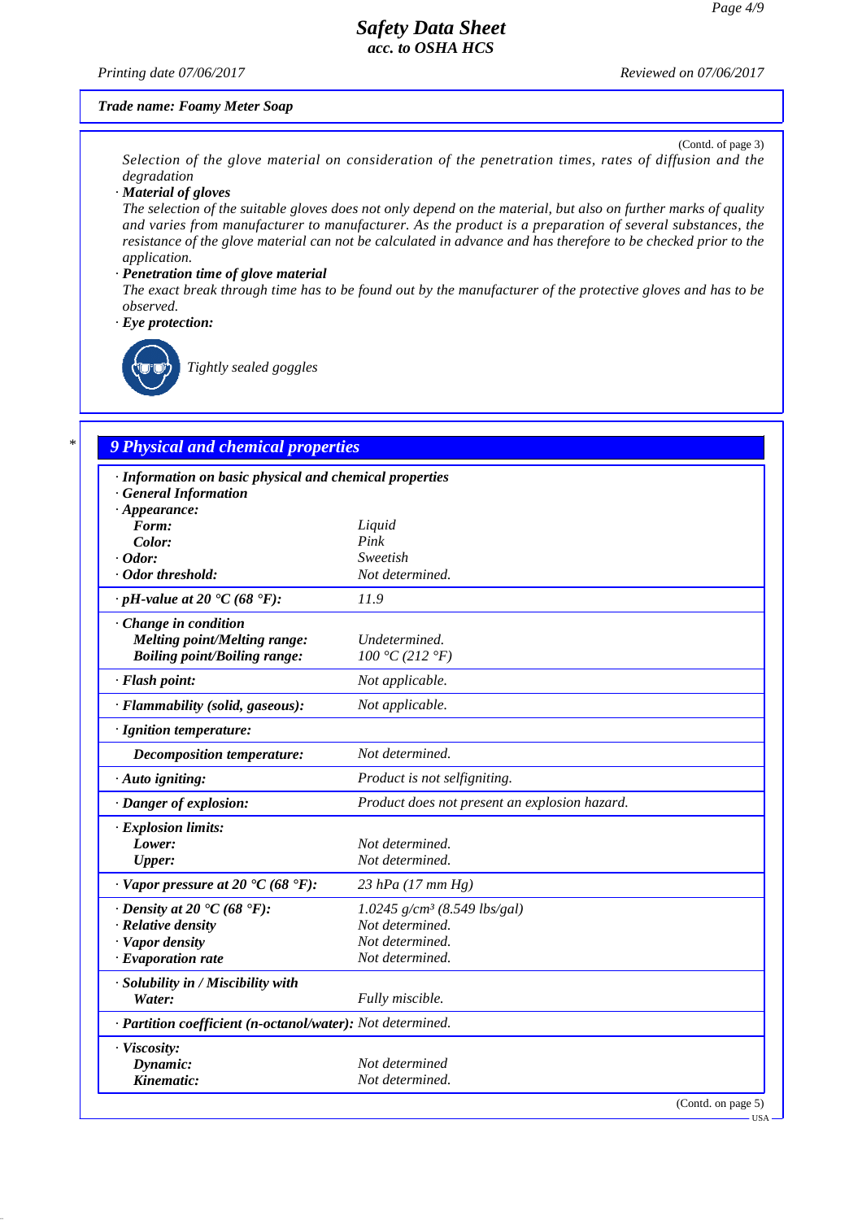Trade name: Foamy Meter Soap

(Contd. of page 3)

Selection of the glove material on consideration of the penetration times, rates of diffusion and the degradation

· **Material of gloves**

The selection of the suitable gloves does not only depend on the material, but also on further marks of quality and varies from manufacturer to manufacturer. As the product is a preparation of several substances, the resistance of the glove material can not be calculated in advance and has therefore to be checked prior to the application.

· **Penetration time of glove material**

The exact break through time has to be found out by the manufacturer of the protective gloves and has to be observed.

· **Eye protection:**

Tightly sealed goggles

## 9 Physical and chemical properties

| · Information on basic physical and chemical properties | |
|---|---|
| · General Information | |
| · Appearance: | |
| Form: | Liquid |
| Color: | Pink |
| · Odor: | Sweetish |
| · Odor threshold: | Not determined. |
| · pH-value at 20 °C (68 °F): | 11.9 |
| · Change in condition | |
| Melting point/Melting range: | Undetermined. |
| Boiling point/Boiling range: | 100 °C (212 °F) |
| · Flash point: | Not applicable. |
| · Flammability (solid, gaseous): | Not applicable. |
| · Ignition temperature: | |
| Decomposition temperature: | Not determined. |
| · Auto igniting: | Product is not selfigniting. |
| · Danger of explosion: | Product does not present an explosion hazard. |
| · Explosion limits: | |
| Lower: | Not determined. |
| Upper: | Not determined. |
| · Vapor pressure at 20 °C (68 °F): | 23 hPa (17 mm Hg) |
| · Density at 20 °C (68 °F): | 1.0245 g/cm³ (8.549 lbs/gal) |
| · Relative density | Not determined. |
| · Vapor density | Not determined. |
| · Evaporation rate | Not determined. |
| · Solubility in / Miscibility with | |
| Water: | Fully miscible. |
| · Partition coefficient (n-octanol/water): | Not determined. |
| · Viscosity: | |
| Dynamic: | Not determined |
| Kinematic: | Not determined. |

(Contd. on page 5)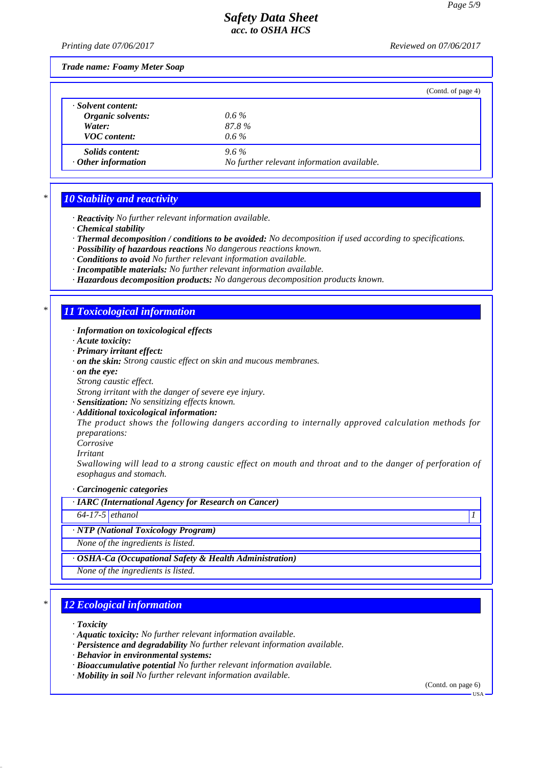*Safety Data Sheet*
*acc. to OSHA HCS*

*Printing date 07/06/2017* *Reviewed on 07/06/2017*

***Trade name: Foamy Meter Soap***

(Contd. of page 4)

| · ***Solvent content:*** | |
|---|---|
| ***Organic solvents:*** | *0.6 %* |
| ***Water:*** | *87.8 %* |
| ***VOC content:*** | *0.6 %* |
| ***Solids content:*** | *9.6 %* |
| · ***Other information*** | *No further relevant information available.* |

## 10 Stability and reactivity

· ***Reactivity*** *No further relevant information available.*
· ***Chemical stability***
· ***Thermal decomposition / conditions to be avoided:*** *No decomposition if used according to specifications.*
· ***Possibility of hazardous reactions*** *No dangerous reactions known.*
· ***Conditions to avoid*** *No further relevant information available.*
· ***Incompatible materials:*** *No further relevant information available.*
· ***Hazardous decomposition products:*** *No dangerous decomposition products known.*

## 11 Toxicological information

· ***Information on toxicological effects***
· ***Acute toxicity:***
· ***Primary irritant effect:***
· ***on the skin:*** *Strong caustic effect on skin and mucous membranes.*
· ***on the eye:***
*Strong caustic effect.*
*Strong irritant with the danger of severe eye injury.*
· ***Sensitization:*** *No sensitizing effects known.*
· ***Additional toxicological information:***
*The product shows the following dangers according to internally approved calculation methods for preparations:*
*Corrosive*
*Irritant*
*Swallowing will lead to a strong caustic effect on mouth and throat and to the danger of perforation of esophagus and stomach.*

· ***Carcinogenic categories***

· ***IARC (International Agency for Research on Cancer)***

| | | |
|---|---|---|
| *64-17-5* | *ethanol* | *1* |

· ***NTP (National Toxicology Program)***

*None of the ingredients is listed.*

· ***OSHA-Ca (Occupational Safety & Health Administration)***

*None of the ingredients is listed.*

## 12 Ecological information

· ***Toxicity***
· ***Aquatic toxicity:*** *No further relevant information available.*
· ***Persistence and degradability*** *No further relevant information available.*
· ***Behavior in environmental systems:***
· ***Bioaccumulative potential*** *No further relevant information available.*
· ***Mobility in soil*** *No further relevant information available.*

(Contd. on page 6)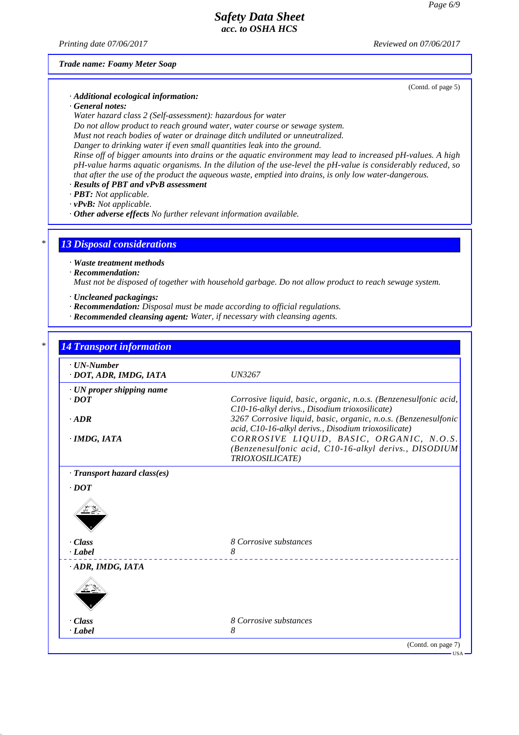**Trade name: Foamy Meter Soap**

(Contd. of page 5)

· **Additional ecological information:**
· **General notes:**
Water hazard class 2 (Self-assessment): hazardous for water
Do not allow product to reach ground water, water course or sewage system.
Must not reach bodies of water or drainage ditch undiluted or unneutralized.
Danger to drinking water if even small quantities leak into the ground.
Rinse off of bigger amounts into drains or the aquatic environment may lead to increased pH-values. A high pH-value harms aquatic organisms. In the dilution of the use-level the pH-value is considerably reduced, so that after the use of the product the aqueous waste, emptied into drains, is only low water-dangerous.
· **Results of PBT and vPvB assessment**
· **PBT:** Not applicable.
· **vPvB:** Not applicable.
· **Other adverse effects** No further relevant information available.

## 13 Disposal considerations

· **Waste treatment methods**
· **Recommendation:**
Must not be disposed of together with household garbage. Do not allow product to reach sewage system.

· **Uncleaned packagings:**
· **Recommendation:** Disposal must be made according to official regulations.
· **Recommended cleansing agent:** Water, if necessary with cleansing agents.

## 14 Transport information

| | |
|---|---|
| · **UN-Number** | |
| · **DOT, ADR, IMDG, IATA** | UN3267 |
| · **UN proper shipping name** | |
| · **DOT** | Corrosive liquid, basic, organic, n.o.s. (Benzenesulfonic acid, C10-16-alkyl derivs., Disodium trioxosilicate) |
| · **ADR** | 3267 Corrosive liquid, basic, organic, n.o.s. (Benzenesulfonic acid, C10-16-alkyl derivs., Disodium trioxosilicate) |
| · **IMDG, IATA** | CORROSIVE LIQUID, BASIC, ORGANIC, N.O.S. (Benzenesulfonic acid, C10-16-alkyl derivs., DISODIUM TRIOXOSILICATE) |
| · **Transport hazard class(es)** | |
| · **DOT** | |
| · **Class** | 8 Corrosive substances |
| · **Label** | 8 |
| · **ADR, IMDG, IATA** | |
| · **Class** | 8 Corrosive substances |
| · **Label** | 8 |

(Contd. on page 7)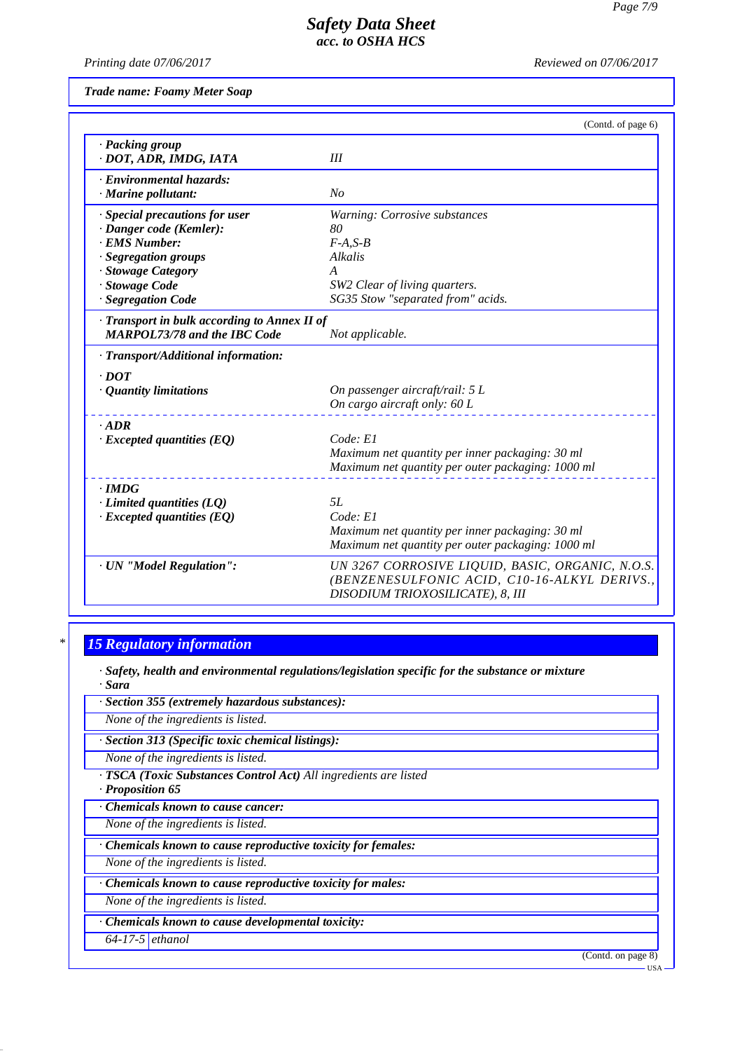(Contd. of page 6)

| | |
|---|---|
| · **Packing group** · **DOT, ADR, IMDG, IATA** | III |
| · **Environmental hazards:** · **Marine pollutant:** | No |
| · **Special precautions for user** | Warning: Corrosive substances |
| · **Danger code (Kemler):** | 80 |
| · **EMS Number:** | F-A,S-B |
| · **Segregation groups** | Alkalis |
| · **Stowage Category** | A |
| · **Stowage Code** | SW2 Clear of living quarters. |
| · **Segregation Code** | SG35 Stow "separated from" acids. |
| · **Transport in bulk according to Annex II of MARPOL73/78 and the IBC Code** | Not applicable. |
| · **Transport/Additional information:** | |
| · **DOT** | |
| · **Quantity limitations** | On passenger aircraft/rail: 5 L<br>On cargo aircraft only: 60 L |
| · **ADR** | |
| · **Excepted quantities (EQ)** | Code: E1<br>Maximum net quantity per inner packaging: 30 ml<br>Maximum net quantity per outer packaging: 1000 ml |
| · **IMDG** | |
| · **Limited quantities (LQ)** | 5L |
| · **Excepted quantities (EQ)** | Code: E1<br>Maximum net quantity per inner packaging: 30 ml<br>Maximum net quantity per outer packaging: 1000 ml |
| · **UN "Model Regulation":** | UN 3267 CORROSIVE LIQUID, BASIC, ORGANIC, N.O.S. (BENZENESULFONIC ACID, C10-16-ALKYL DERIVS., DISODIUM TRIOXOSILICATE), 8, III |

## * 15 Regulatory information

· **Safety, health and environmental regulations/legislation specific for the substance or mixture**
· **Sara**

· **Section 355 (extremely hazardous substances):**

None of the ingredients is listed.

· **Section 313 (Specific toxic chemical listings):**

None of the ingredients is listed.

· **TSCA (Toxic Substances Control Act)** All ingredients are listed
· **Proposition 65**

· **Chemicals known to cause cancer:**

None of the ingredients is listed.

· **Chemicals known to cause reproductive toxicity for females:**

None of the ingredients is listed.

· **Chemicals known to cause reproductive toxicity for males:**

None of the ingredients is listed.

· **Chemicals known to cause developmental toxicity:**

| | |
|---|---|
| 64-17-5 | ethanol |

(Contd. on page 8)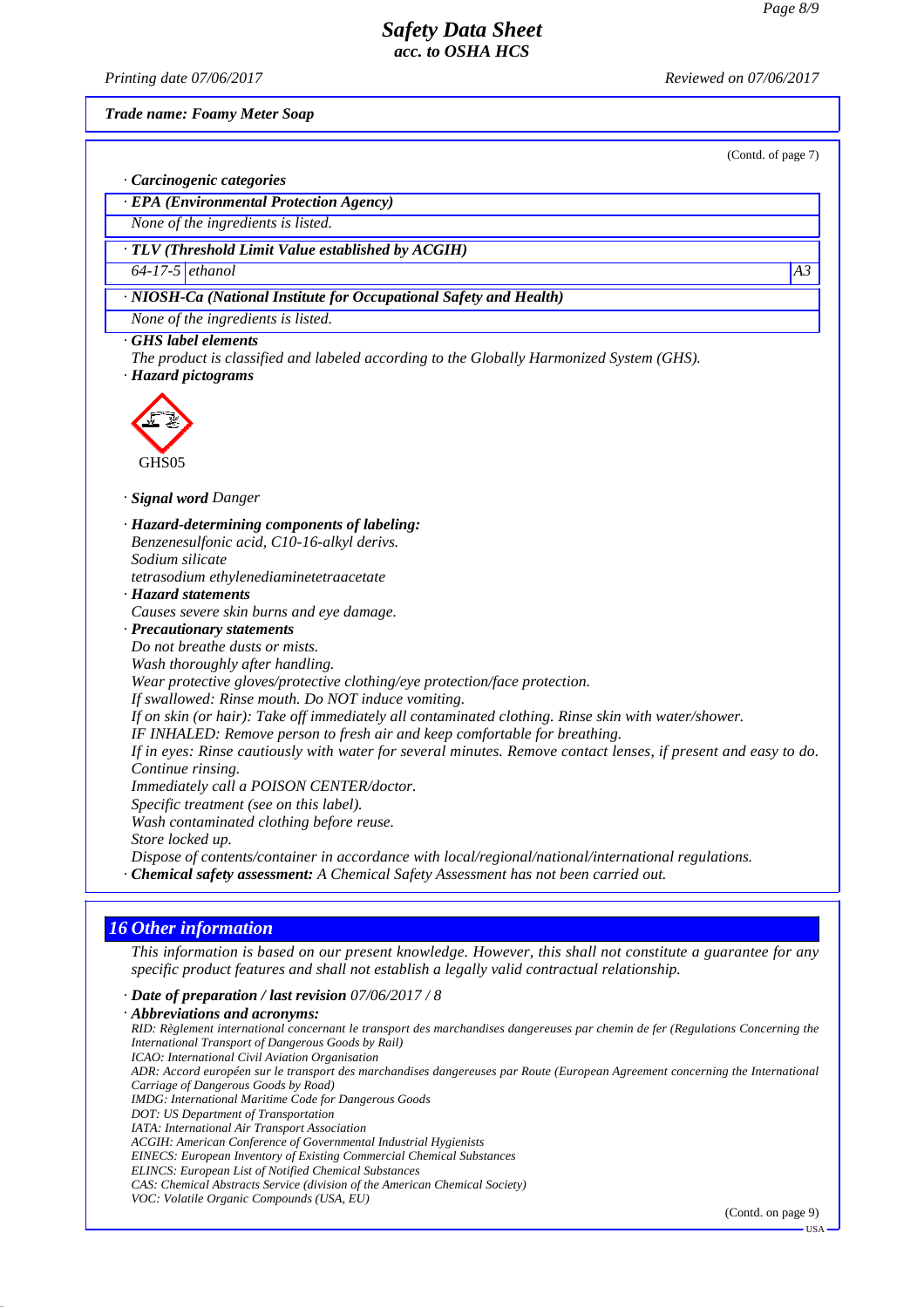*Trade name: Foamy Meter Soap*

(Contd. of page 7)

· ***Carcinogenic categories***

· ***EPA (Environmental Protection Agency)***

*None of the ingredients is listed.*

· ***TLV (Threshold Limit Value established by ACGIH)***

| | | |
|---|---|---|
| *64-17-5* | *ethanol* | *A3* |

· ***NIOSH-Ca (National Institute for Occupational Safety and Health)***

*None of the ingredients is listed.*

· ***GHS label elements***

*The product is classified and labeled according to the Globally Harmonized System (GHS).*

· ***Hazard pictograms***

GHS05

· ***Signal word*** *Danger*

· ***Hazard-determining components of labeling:***

*Benzenesulfonic acid, C10-16-alkyl derivs.*
*Sodium silicate*
*tetrasodium ethylenediaminetetraacetate*

· ***Hazard statements***

*Causes severe skin burns and eye damage.*

· ***Precautionary statements***

*Do not breathe dusts or mists.*
*Wash thoroughly after handling.*
*Wear protective gloves/protective clothing/eye protection/face protection.*
*If swallowed: Rinse mouth. Do NOT induce vomiting.*
*If on skin (or hair): Take off immediately all contaminated clothing. Rinse skin with water/shower.*
*IF INHALED: Remove person to fresh air and keep comfortable for breathing.*
*If in eyes: Rinse cautiously with water for several minutes. Remove contact lenses, if present and easy to do. Continue rinsing.*
*Immediately call a POISON CENTER/doctor.*
*Specific treatment (see on this label).*
*Wash contaminated clothing before reuse.*
*Store locked up.*
*Dispose of contents/container in accordance with local/regional/national/international regulations.*

· ***Chemical safety assessment:*** *A Chemical Safety Assessment has not been carried out.*

## 16 Other information

*This information is based on our present knowledge. However, this shall not constitute a guarantee for any specific product features and shall not establish a legally valid contractual relationship.*

· ***Date of preparation / last revision*** *07/06/2017 / 8*

· ***Abbreviations and acronyms:***

*RID: Règlement international concernant le transport des marchandises dangereuses par chemin de fer (Regulations Concerning the International Transport of Dangerous Goods by Rail)*
*ICAO: International Civil Aviation Organisation*
*ADR: Accord européen sur le transport des marchandises dangereuses par Route (European Agreement concerning the International Carriage of Dangerous Goods by Road)*
*IMDG: International Maritime Code for Dangerous Goods*
*DOT: US Department of Transportation*
*IATA: International Air Transport Association*
*ACGIH: American Conference of Governmental Industrial Hygienists*
*EINECS: European Inventory of Existing Commercial Chemical Substances*
*ELINCS: European List of Notified Chemical Substances*
*CAS: Chemical Abstracts Service (division of the American Chemical Society)*
*VOC: Volatile Organic Compounds (USA, EU)*

(Contd. on page 9)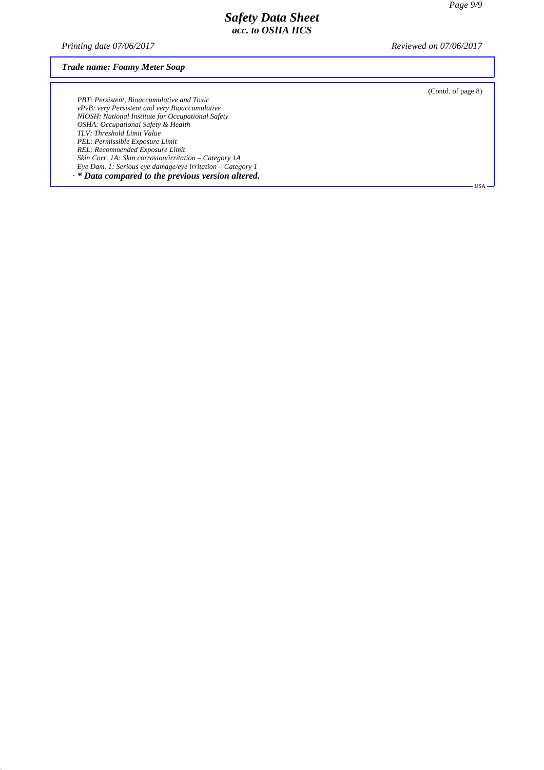*Trade name: Foamy Meter Soap*

(Contd. of page 8)

*PBT: Persistent, Bioaccumulative and Toxic*
*vPvB: very Persistent and very Bioaccumulative*
*NIOSH: National Institute for Occupational Safety*
*OSHA: Occupational Safety & Health*
*TLV: Threshold Limit Value*
*PEL: Permissible Exposure Limit*
*REL: Recommended Exposure Limit*
*Skin Corr. 1A: Skin corrosion/irritation – Category 1A*
*Eye Dam. 1: Serious eye damage/eye irritation – Category 1*

· ***** Data compared to the previous version altered.**

USA